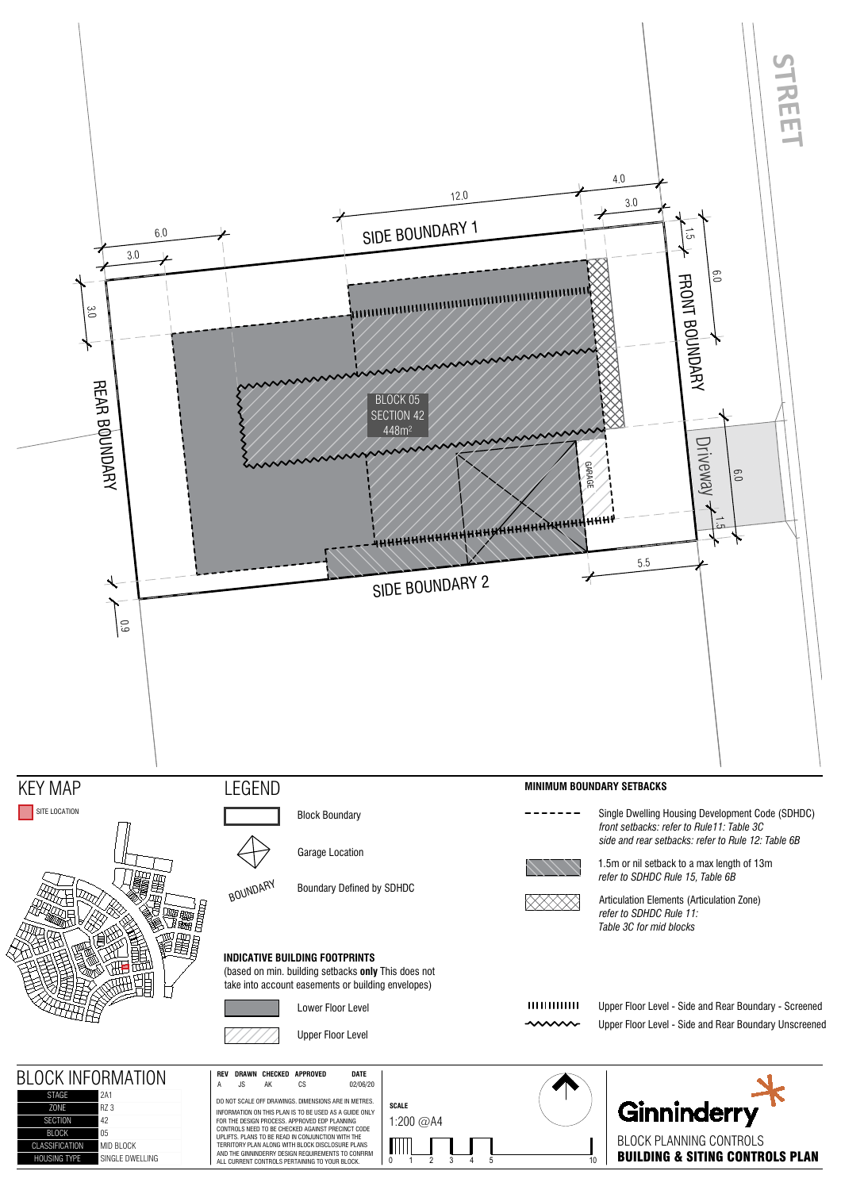STREET

SIDE BOUNDARY 1

FRONT BOUNDARY

REAR BOUNDARY

SIDE BOUNDARY 2

Driveway

GARAGE

BLOCK 05
SECTION 42
448m²

12.0 4.0 3.0 6.0 3.0 3.0 1.5 6.0 6.0 1.5 5.5 0.9

# KEY MAP

SITE LOCATION

# LEGEND

- Block Boundary
- Garage Location
- BOUNDARY — Boundary Defined by SDHDC

**INDICATIVE BUILDING FOOTPRINTS**
(based on min. building setbacks **only** This does not take into account easements or building envelopes)

- Lower Floor Level
- Upper Floor Level

**MINIMUM BOUNDARY SETBACKS**

- Single Dwelling Housing Development Code (SDHDC) *front setbacks: refer to Rule11: Table 3C side and rear setbacks: refer to Rule 12: Table 6B*
- 1.5m or nil setback to a max length of 13m *refer to SDHDC Rule 15, Table 6B*
- Articulation Elements (Articulation Zone) *refer to SDHDC Rule 11: Table 3C for mid blocks*
- Upper Floor Level - Side and Rear Boundary - Screened
- Upper Floor Level - Side and Rear Boundary Unscreened

# BLOCK INFORMATION

| | |
|---|---|
| STAGE | 2A1 |
| ZONE | RZ 3 |
| SECTION | 42 |
| BLOCK | 05 |
| CLASSIFICATION | MID BLOCK |
| HOUSING TYPE | SINGLE DWELLING |

| REV | DRAWN | CHECKED | APPROVED | DATE |
|---|---|---|---|---|
| A | JS | AK | CS | 02/06/20 |

DO NOT SCALE OFF DRAWINGS. DIMENSIONS ARE IN METRES. INFORMATION ON THIS PLAN IS TO BE USED AS A GUIDE ONLY FOR THE DESIGN PROCESS. APPROVED EDP PLANNING CONTROLS NEED TO BE CHECKED AGAINST PRECINCT CODE UPLIFTS. PLANS TO BE READ IN CONJUNCTION WITH THE TERRITORY PLAN ALONG WITH BLOCK DISCLOSURE PLANS AND THE GINNINDERRY DESIGN REQUIREMENTS TO CONFIRM ALL CURRENT CONTROLS PERTAINING TO YOUR BLOCK.

**SCALE**
1:200 @A4

0 1 2 3 4 5 10

Ginninderry

BLOCK PLANNING CONTROLS

**BUILDING & SITING CONTROLS PLAN**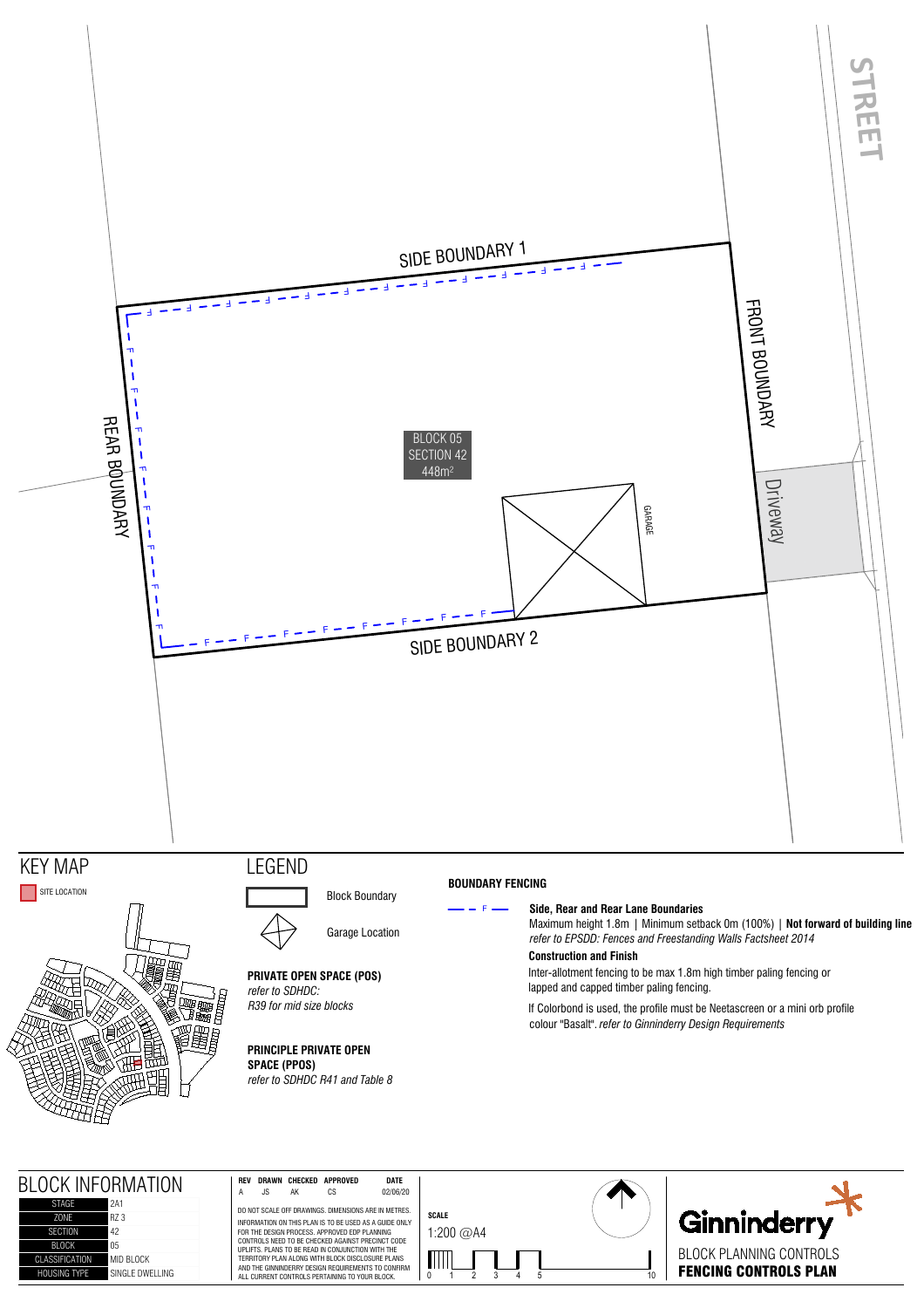STREET

SIDE BOUNDARY 1

FRONT BOUNDARY

REAR BOUNDARY

BLOCK 05
SECTION 42
448m²

GARAGE

Driveway

SIDE BOUNDARY 2

## KEY MAP

SITE LOCATION

## LEGEND

Block Boundary

Garage Location

**PRIVATE OPEN SPACE (POS)**
*refer to SDHDC:*
*R39 for mid size blocks*

**PRINCIPLE PRIVATE OPEN SPACE (PPOS)**
*refer to SDHDC R41 and Table 8*

**BOUNDARY FENCING**

**Side, Rear and Rear Lane Boundaries**
Maximum height 1.8m | Minimum setback 0m (100%) | **Not forward of building line**
*refer to EPSDD: Fences and Freestanding Walls Factsheet 2014*

**Construction and Finish**
Inter-allotment fencing to be max 1.8m high timber paling fencing or lapped and capped timber paling fencing.

If Colorbond is used, the profile must be Neetascreen or a mini orb profile colour "Basalt". *refer to Ginninderry Design Requirements*

## BLOCK INFORMATION

| | |
|---|---|
| STAGE | 2A1 |
| ZONE | RZ 3 |
| SECTION | 42 |
| BLOCK | 05 |
| CLASSIFICATION | MID BLOCK |
| HOUSING TYPE | SINGLE DWELLING |

| REV | DRAWN | CHECKED | APPROVED | DATE |
|---|---|---|---|---|
| A | JS | AK | CS | 02/06/20 |

DO NOT SCALE OFF DRAWINGS. DIMENSIONS ARE IN METRES.
INFORMATION ON THIS PLAN IS TO BE USED AS A GUIDE ONLY FOR THE DESIGN PROCESS. APPROVED EDP PLANNING CONTROLS NEED TO BE CHECKED AGAINST PRECINCT CODE UPLIFTS. PLANS TO BE READ IN CONJUNCTION WITH THE TERRITORY PLAN ALONG WITH BLOCK DISCLOSURE PLANS AND THE GINNINDERRY DESIGN REQUIREMENTS TO CONFIRM ALL CURRENT CONTROLS PERTAINING TO YOUR BLOCK.

**SCALE**
1:200 @A4

0 1 2 3 4 5 10

Ginninderry

BLOCK PLANNING CONTROLS
**FENCING CONTROLS PLAN**